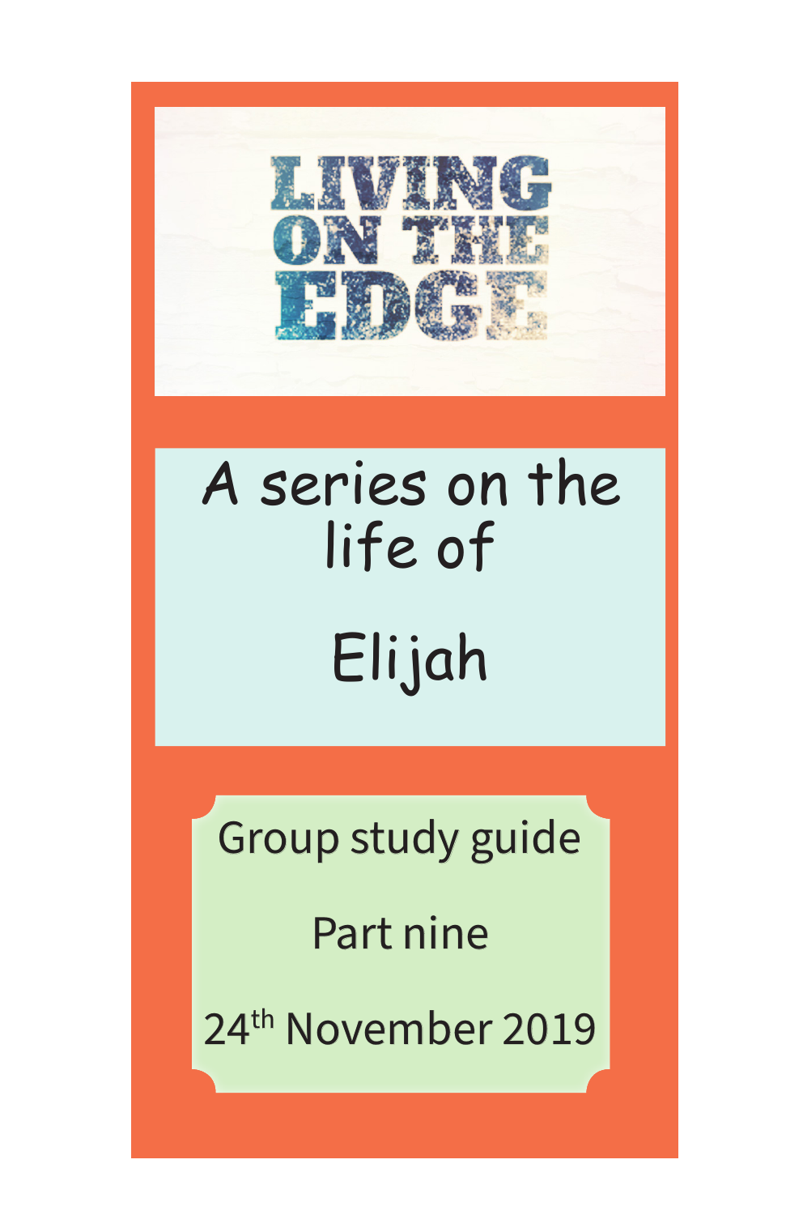# LIVING ON THE EDGE

A series on the life of

Elijah

Group study guide

Part nine

24th November 2019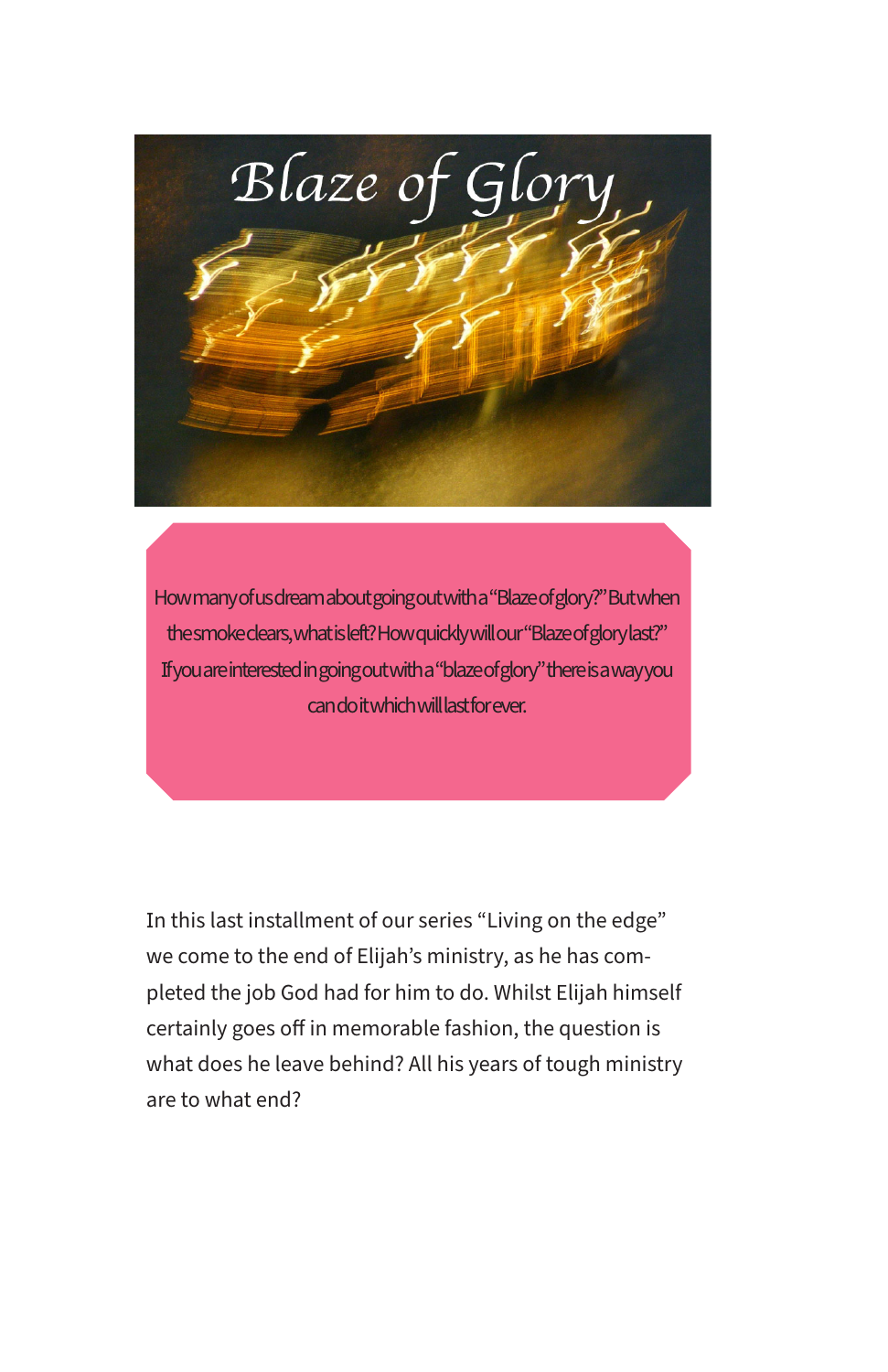# Blaze of Glory

How many of us dream about going out with a "Blaze of glory?" But when the smoke clears, what is left? How quickly will our "Blaze of glory last?" If you are interested in going out with a "blaze of glory" there is a way you can do it which will last forever.

In this last installment of our series "Living on the edge" we come to the end of Elijah's ministry, as he has completed the job God had for him to do. Whilst Elijah himself certainly goes off in memorable fashion, the question is what does he leave behind? All his years of tough ministry are to what end?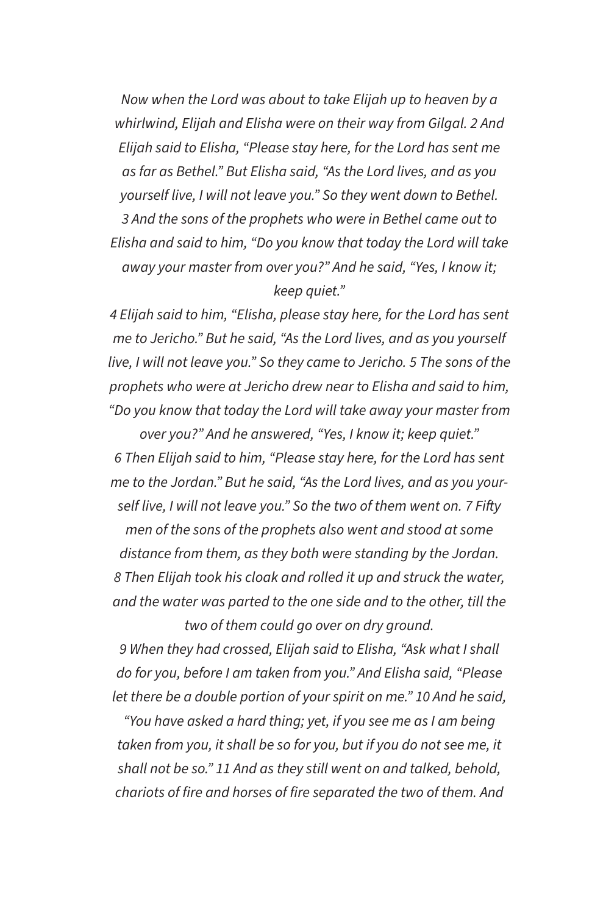*Now when the Lord was about to take Elijah up to heaven by a whirlwind, Elijah and Elisha were on their way from Gilgal. 2 And Elijah said to Elisha, "Please stay here, for the Lord has sent me as far as Bethel." But Elisha said, "As the Lord lives, and as you yourself live, I will not leave you." So they went down to Bethel. 3 And the sons of the prophets who were in Bethel came out to Elisha and said to him, "Do you know that today the Lord will take away your master from over you?" And he said, "Yes, I know it; keep quiet."*

*4 Elijah said to him, "Elisha, please stay here, for the Lord has sent me to Jericho." But he said, "As the Lord lives, and as you yourself live, I will not leave you." So they came to Jericho. 5 The sons of the prophets who were at Jericho drew near to Elisha and said to him, "Do you know that today the Lord will take away your master from over you?" And he answered, "Yes, I know it; keep quiet."*

*6 Then Elijah said to him, "Please stay here, for the Lord has sent me to the Jordan." But he said, "As the Lord lives, and as you yourself live, I will not leave you." So the two of them went on. 7 Fifty men of the sons of the prophets also went and stood at some distance from them, as they both were standing by the Jordan. 8 Then Elijah took his cloak and rolled it up and struck the water, and the water was parted to the one side and to the other, till the two of them could go over on dry ground.*

*9 When they had crossed, Elijah said to Elisha, "Ask what I shall do for you, before I am taken from you." And Elisha said, "Please let there be a double portion of your spirit on me." 10 And he said, "You have asked a hard thing; yet, if you see me as I am being taken from you, it shall be so for you, but if you do not see me, it shall not be so." 11 And as they still went on and talked, behold, chariots of fire and horses of fire separated the two of them. And*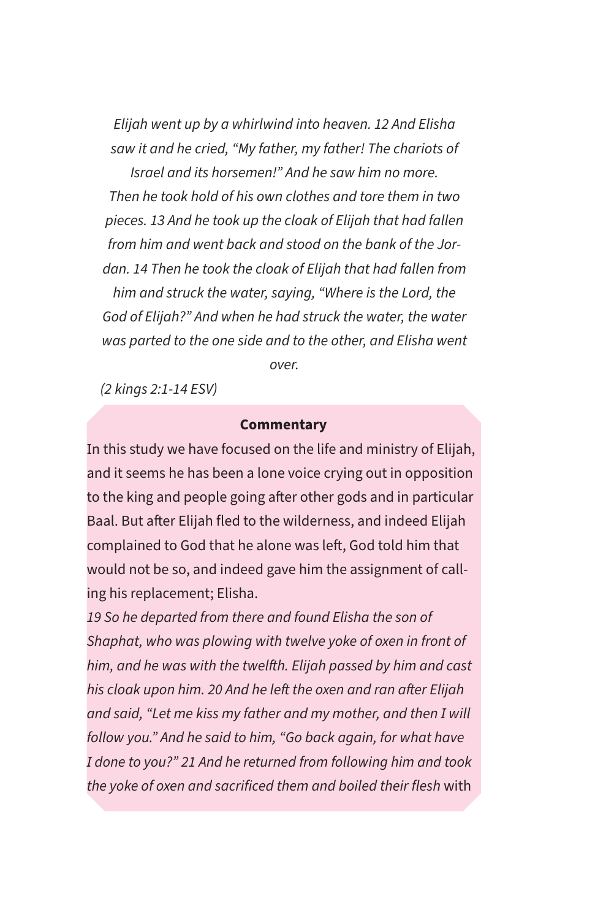*Elijah went up by a whirlwind into heaven. 12 And Elisha saw it and he cried, "My father, my father! The chariots of Israel and its horsemen!" And he saw him no more. Then he took hold of his own clothes and tore them in two pieces. 13 And he took up the cloak of Elijah that had fallen from him and went back and stood on the bank of the Jordan. 14 Then he took the cloak of Elijah that had fallen from him and struck the water, saying, "Where is the Lord, the God of Elijah?" And when he had struck the water, the water was parted to the one side and to the other, and Elisha went over.*

*(2 kings 2:1-14 ESV)*

**Commentary**

In this study we have focused on the life and ministry of Elijah, and it seems he has been a lone voice crying out in opposition to the king and people going after other gods and in particular Baal. But after Elijah fled to the wilderness, and indeed Elijah complained to God that he alone was left, God told him that would not be so, and indeed gave him the assignment of calling his replacement; Elisha.

*19 So he departed from there and found Elisha the son of Shaphat, who was plowing with twelve yoke of oxen in front of him, and he was with the twelfth. Elijah passed by him and cast his cloak upon him. 20 And he left the oxen and ran after Elijah and said, "Let me kiss my father and my mother, and then I will follow you." And he said to him, "Go back again, for what have I done to you?" 21 And he returned from following him and took the yoke of oxen and sacrificed them and boiled their flesh* with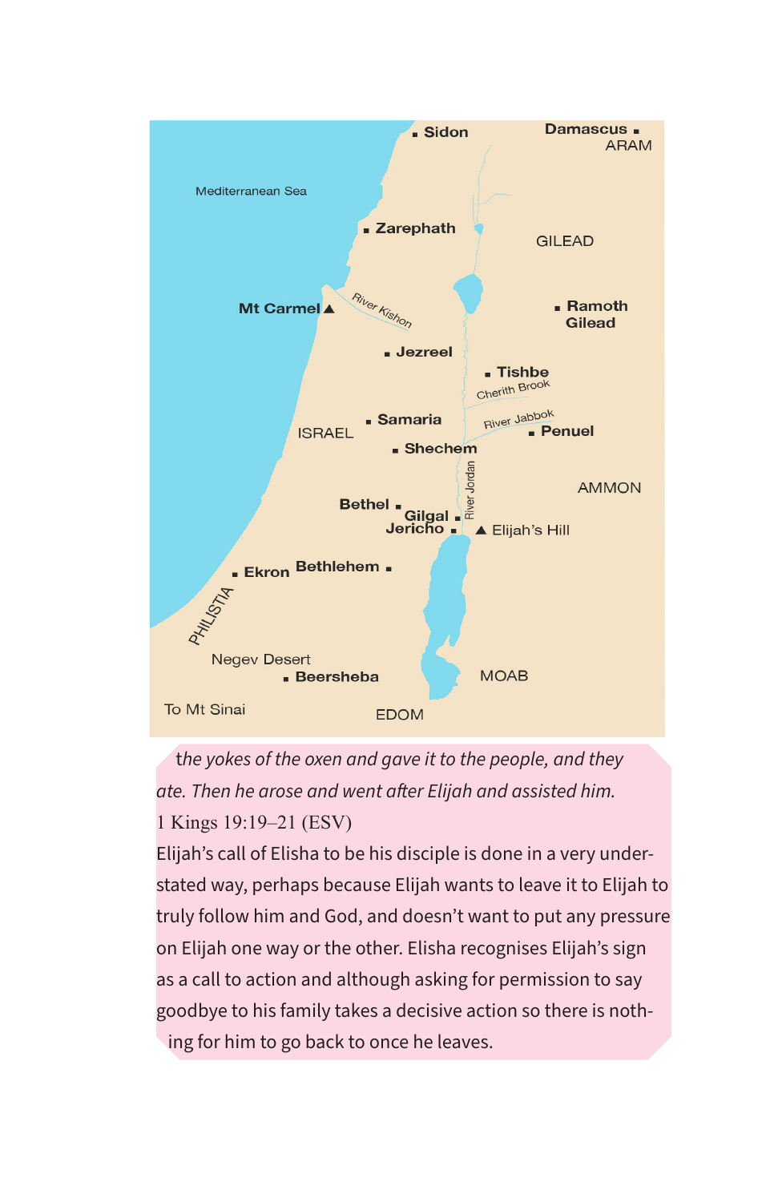*the yokes of the oxen and gave it to the people, and they ate. Then he arose and went after Elijah and assisted him.*

1 Kings 19:19–21 (ESV)

Elijah's call of Elisha to be his disciple is done in a very understated way, perhaps because Elijah wants to leave it to Elijah to truly follow him and God, and doesn't want to put any pressure on Elijah one way or the other. Elisha recognises Elijah's sign as a call to action and although asking for permission to say goodbye to his family takes a decisive action so there is nothing for him to go back to once he leaves.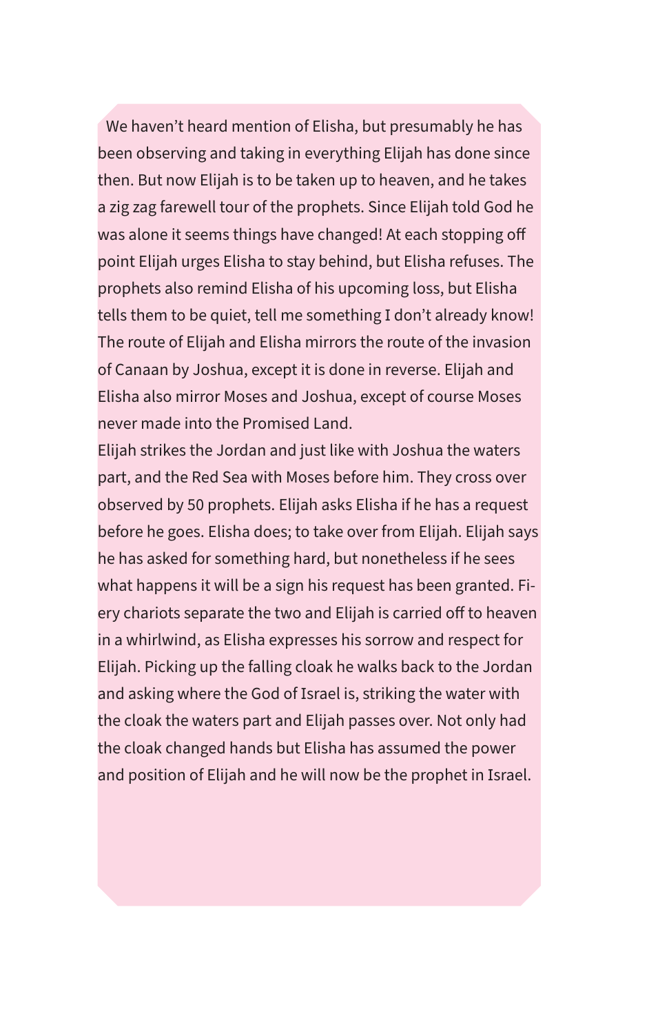We haven't heard mention of Elisha, but presumably he has been observing and taking in everything Elijah has done since then. But now Elijah is to be taken up to heaven, and he takes a zig zag farewell tour of the prophets. Since Elijah told God he was alone it seems things have changed! At each stopping off point Elijah urges Elisha to stay behind, but Elisha refuses. The prophets also remind Elisha of his upcoming loss, but Elisha tells them to be quiet, tell me something I don't already know! The route of Elijah and Elisha mirrors the route of the invasion of Canaan by Joshua, except it is done in reverse. Elijah and Elisha also mirror Moses and Joshua, except of course Moses never made into the Promised Land.

Elijah strikes the Jordan and just like with Joshua the waters part, and the Red Sea with Moses before him. They cross over observed by 50 prophets. Elijah asks Elisha if he has a request before he goes. Elisha does; to take over from Elijah. Elijah says he has asked for something hard, but nonetheless if he sees what happens it will be a sign his request has been granted. Fiery chariots separate the two and Elijah is carried off to heaven in a whirlwind, as Elisha expresses his sorrow and respect for Elijah. Picking up the falling cloak he walks back to the Jordan and asking where the God of Israel is, striking the water with the cloak the waters part and Elijah passes over. Not only had the cloak changed hands but Elisha has assumed the power and position of Elijah and he will now be the prophet in Israel.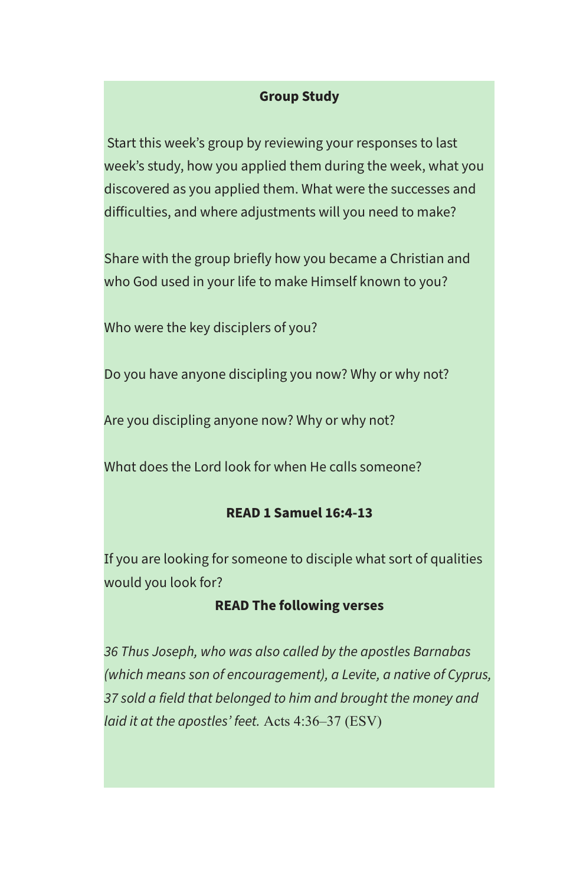**Group Study**

Start this week's group by reviewing your responses to last week's study, how you applied them during the week, what you discovered as you applied them. What were the successes and difficulties, and where adjustments will you need to make?

Share with the group briefly how you became a Christian and who God used in your life to make Himself known to you?

Who were the key disciplers of you?

Do you have anyone discipling you now? Why or why not?

Are you discipling anyone now? Why or why not?

What does the Lord look for when He calls someone?

**READ 1 Samuel 16:4-13**

If you are looking for someone to disciple what sort of qualities would you look for?

**READ The following verses**

*36 Thus Joseph, who was also called by the apostles Barnabas (which means son of encouragement), a Levite, a native of Cyprus, 37 sold a field that belonged to him and brought the money and laid it at the apostles' feet.* Acts 4:36–37 (ESV)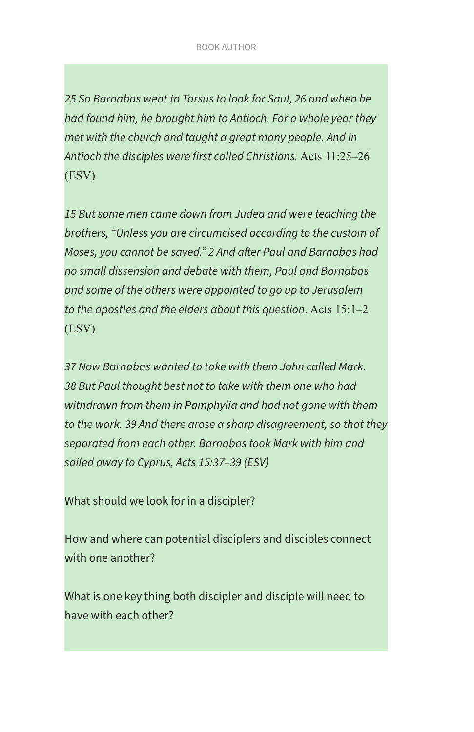*25 So Barnabas went to Tarsus to look for Saul, 26 and when he had found him, he brought him to Antioch. For a whole year they met with the church and taught a great many people. And in Antioch the disciples were first called Christians.* Acts 11:25–26 (ESV)

*15 But some men came down from Judea and were teaching the brothers, "Unless you are circumcised according to the custom of Moses, you cannot be saved." 2 And after Paul and Barnabas had no small dissension and debate with them, Paul and Barnabas and some of the others were appointed to go up to Jerusalem to the apostles and the elders about this question*. Acts 15:1–2 (ESV)

*37 Now Barnabas wanted to take with them John called Mark. 38 But Paul thought best not to take with them one who had withdrawn from them in Pamphylia and had not gone with them to the work. 39 And there arose a sharp disagreement, so that they separated from each other. Barnabas took Mark with him and sailed away to Cyprus, Acts 15:37–39 (ESV)*

What should we look for in a discipler?

How and where can potential disciplers and disciples connect with one another?

What is one key thing both discipler and disciple will need to have with each other?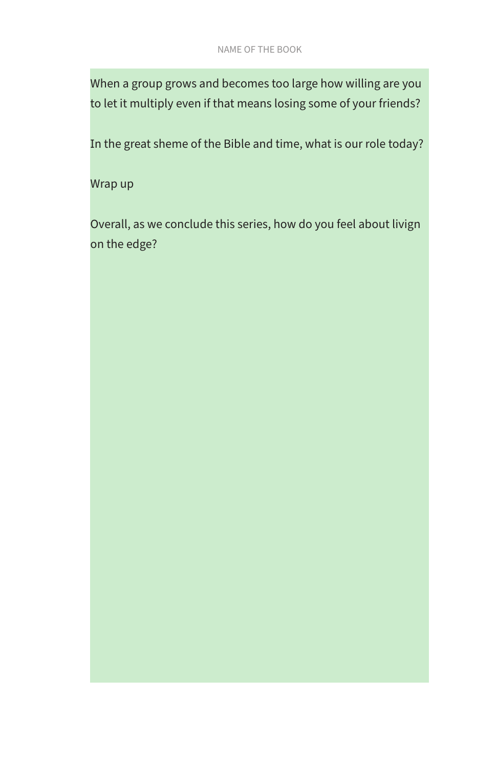When a group grows and becomes too large how willing are you to let it multiply even if that means losing some of your friends?

In the great sheme of the Bible and time, what is our role today?

Wrap up

Overall, as we conclude this series, how do you feel about livign on the edge?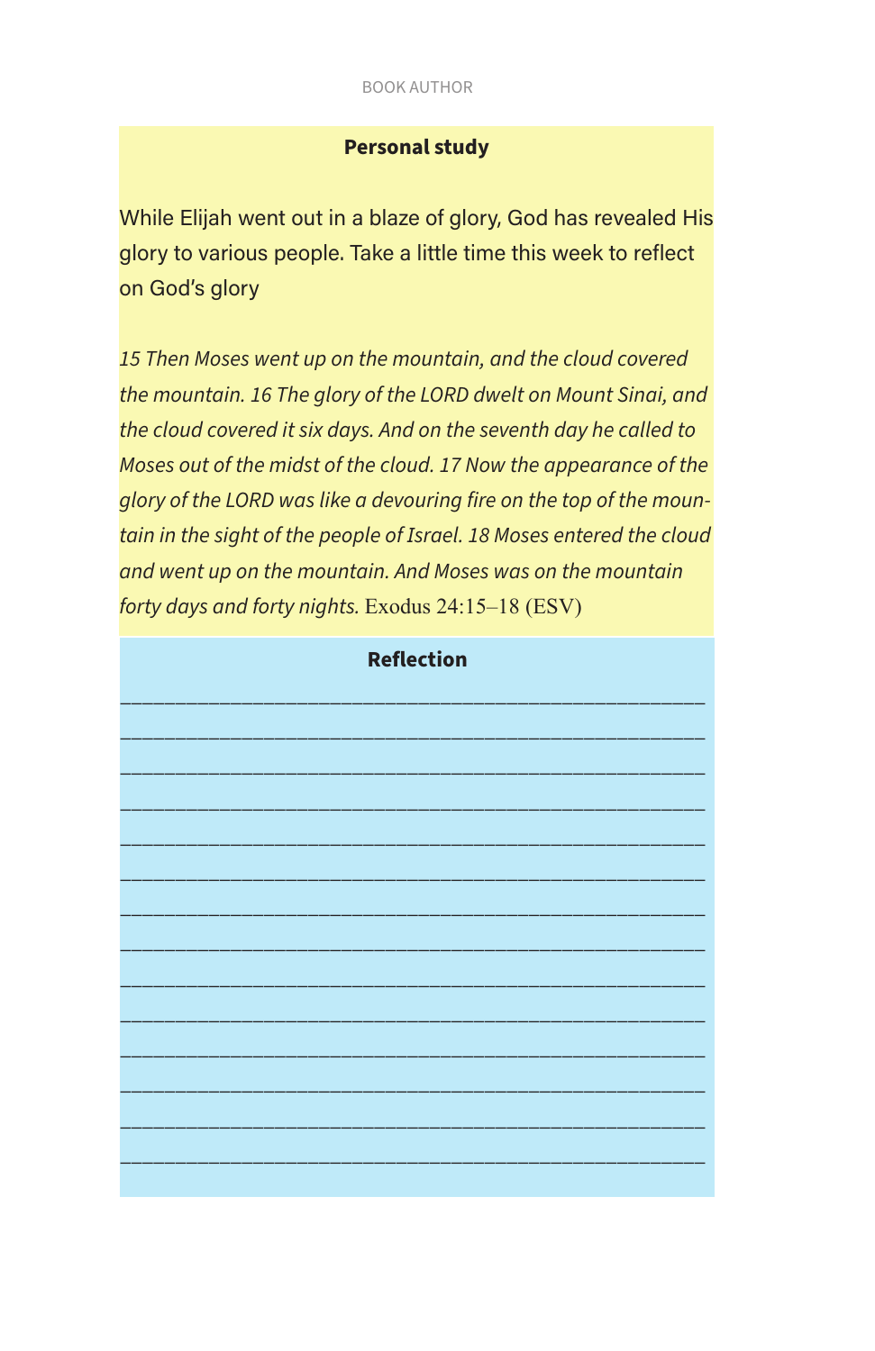## Personal study

While Elijah went out in a blaze of glory, God has revealed His glory to various people. Take a little time this week to reflect on God's glory

*15 Then Moses went up on the mountain, and the cloud covered the mountain. 16 The glory of the LORD dwelt on Mount Sinai, and the cloud covered it six days. And on the seventh day he called to Moses out of the midst of the cloud. 17 Now the appearance of the glory of the LORD was like a devouring fire on the top of the mountain in the sight of the people of Israel. 18 Moses entered the cloud and went up on the mountain. And Moses was on the mountain forty days and forty nights.* Exodus 24:15–18 (ESV)

## Reflection

______________________________________________________

______________________________________________________

______________________________________________________

______________________________________________________

______________________________________________________

______________________________________________________

______________________________________________________

______________________________________________________

______________________________________________________

______________________________________________________

______________________________________________________

______________________________________________________

______________________________________________________

______________________________________________________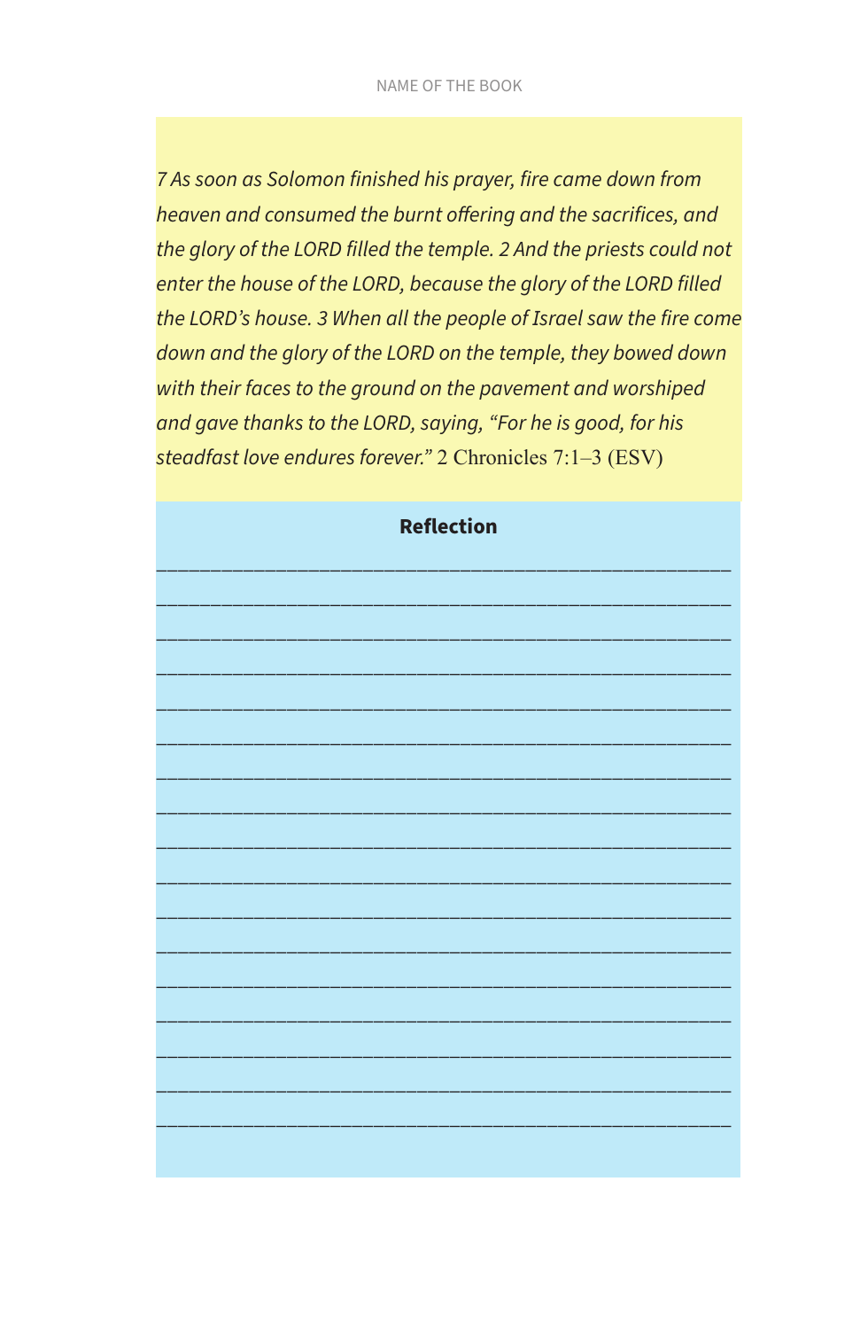*7 As soon as Solomon finished his prayer, fire came down from heaven and consumed the burnt offering and the sacrifices, and the glory of the LORD filled the temple. 2 And the priests could not enter the house of the LORD, because the glory of the LORD filled the LORD's house. 3 When all the people of Israel saw the fire come down and the glory of the LORD on the temple, they bowed down with their faces to the ground on the pavement and worshiped and gave thanks to the LORD, saying, "For he is good, for his steadfast love endures forever."* 2 Chronicles 7:1–3 (ESV)

**Reflection**

______________________________________________________________

______________________________________________________________

______________________________________________________________

______________________________________________________________

______________________________________________________________

______________________________________________________________

______________________________________________________________

______________________________________________________________

______________________________________________________________

______________________________________________________________

______________________________________________________________

______________________________________________________________

______________________________________________________________

______________________________________________________________

______________________________________________________________

______________________________________________________________

______________________________________________________________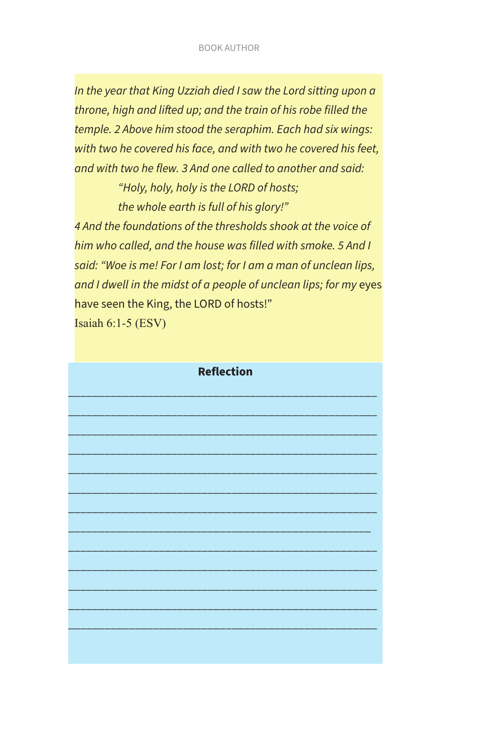*In the year that King Uzziah died I saw the Lord sitting upon a throne, high and lifted up; and the train of his robe filled the temple. 2 Above him stood the seraphim. Each had six wings: with two he covered his face, and with two he covered his feet, and with two he flew. 3 And one called to another and said:*

> *"Holy, holy, holy is the LORD of hosts;*
> *the whole earth is full of his glory!"*

*4 And the foundations of the thresholds shook at the voice of him who called, and the house was filled with smoke. 5 And I said: "Woe is me! For I am lost; for I am a man of unclean lips, and I dwell in the midst of a people of unclean lips; for my* eyes have seen the King, the LORD of hosts!"

Isaiah 6:1-5 (ESV)

**Reflection**

_______________________________________________________

_______________________________________________________

_______________________________________________________

_______________________________________________________

_______________________________________________________

_______________________________________________________

_______________________________________________________

______________________________________________________

_______________________________________________________

_______________________________________________________

_______________________________________________________

_______________________________________________________

_______________________________________________________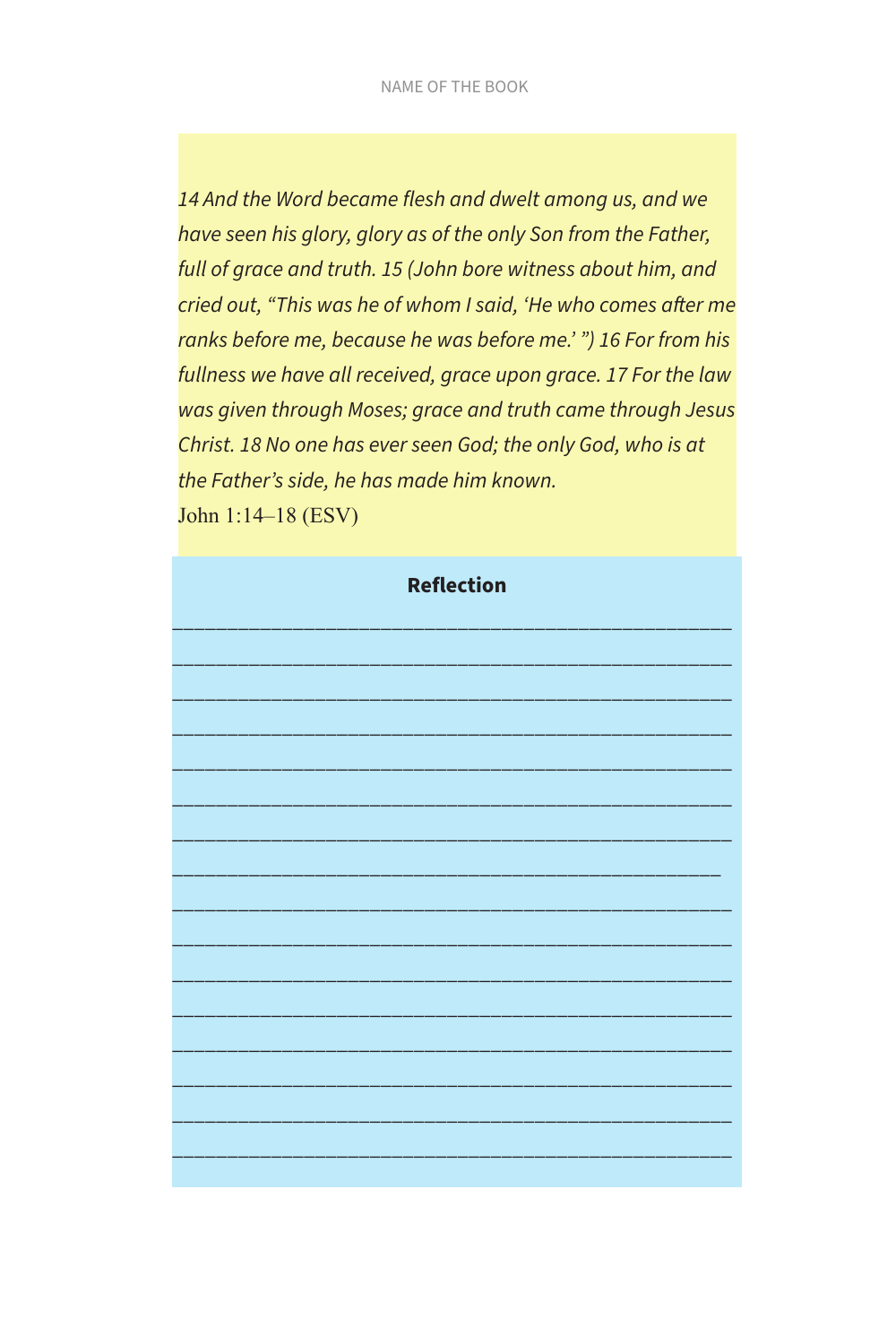*14 And the Word became flesh and dwelt among us, and we have seen his glory, glory as of the only Son from the Father, full of grace and truth. 15 (John bore witness about him, and cried out, "This was he of whom I said, 'He who comes after me ranks before me, because he was before me.' ") 16 For from his fullness we have all received, grace upon grace. 17 For the law was given through Moses; grace and truth came through Jesus Christ. 18 No one has ever seen God; the only God, who is at the Father's side, he has made him known.*

John 1:14–18 (ESV)

**Reflection**

\_\_\_\_\_\_\_\_\_\_\_\_\_\_\_\_\_\_\_\_\_\_\_\_\_\_\_\_\_\_\_\_\_\_\_\_\_\_\_\_\_\_\_\_\_\_\_\_

\_\_\_\_\_\_\_\_\_\_\_\_\_\_\_\_\_\_\_\_\_\_\_\_\_\_\_\_\_\_\_\_\_\_\_\_\_\_\_\_\_\_\_\_\_\_\_\_

\_\_\_\_\_\_\_\_\_\_\_\_\_\_\_\_\_\_\_\_\_\_\_\_\_\_\_\_\_\_\_\_\_\_\_\_\_\_\_\_\_\_\_\_\_\_\_\_

\_\_\_\_\_\_\_\_\_\_\_\_\_\_\_\_\_\_\_\_\_\_\_\_\_\_\_\_\_\_\_\_\_\_\_\_\_\_\_\_\_\_\_\_\_\_\_\_

\_\_\_\_\_\_\_\_\_\_\_\_\_\_\_\_\_\_\_\_\_\_\_\_\_\_\_\_\_\_\_\_\_\_\_\_\_\_\_\_\_\_\_\_\_\_\_\_

\_\_\_\_\_\_\_\_\_\_\_\_\_\_\_\_\_\_\_\_\_\_\_\_\_\_\_\_\_\_\_\_\_\_\_\_\_\_\_\_\_\_\_\_\_\_\_\_

\_\_\_\_\_\_\_\_\_\_\_\_\_\_\_\_\_\_\_\_\_\_\_\_\_\_\_\_\_\_\_\_\_\_\_\_\_\_\_\_\_\_\_\_\_\_\_\_

\_\_\_\_\_\_\_\_\_\_\_\_\_\_\_\_\_\_\_\_\_\_\_\_\_\_\_\_\_\_\_\_\_\_\_\_\_\_\_\_\_\_\_\_\_\_\_

\_\_\_\_\_\_\_\_\_\_\_\_\_\_\_\_\_\_\_\_\_\_\_\_\_\_\_\_\_\_\_\_\_\_\_\_\_\_\_\_\_\_\_\_\_\_\_\_

\_\_\_\_\_\_\_\_\_\_\_\_\_\_\_\_\_\_\_\_\_\_\_\_\_\_\_\_\_\_\_\_\_\_\_\_\_\_\_\_\_\_\_\_\_\_\_\_

\_\_\_\_\_\_\_\_\_\_\_\_\_\_\_\_\_\_\_\_\_\_\_\_\_\_\_\_\_\_\_\_\_\_\_\_\_\_\_\_\_\_\_\_\_\_\_\_

\_\_\_\_\_\_\_\_\_\_\_\_\_\_\_\_\_\_\_\_\_\_\_\_\_\_\_\_\_\_\_\_\_\_\_\_\_\_\_\_\_\_\_\_\_\_\_\_

\_\_\_\_\_\_\_\_\_\_\_\_\_\_\_\_\_\_\_\_\_\_\_\_\_\_\_\_\_\_\_\_\_\_\_\_\_\_\_\_\_\_\_\_\_\_\_\_

\_\_\_\_\_\_\_\_\_\_\_\_\_\_\_\_\_\_\_\_\_\_\_\_\_\_\_\_\_\_\_\_\_\_\_\_\_\_\_\_\_\_\_\_\_\_\_\_

\_\_\_\_\_\_\_\_\_\_\_\_\_\_\_\_\_\_\_\_\_\_\_\_\_\_\_\_\_\_\_\_\_\_\_\_\_\_\_\_\_\_\_\_\_\_\_\_

\_\_\_\_\_\_\_\_\_\_\_\_\_\_\_\_\_\_\_\_\_\_\_\_\_\_\_\_\_\_\_\_\_\_\_\_\_\_\_\_\_\_\_\_\_\_\_\_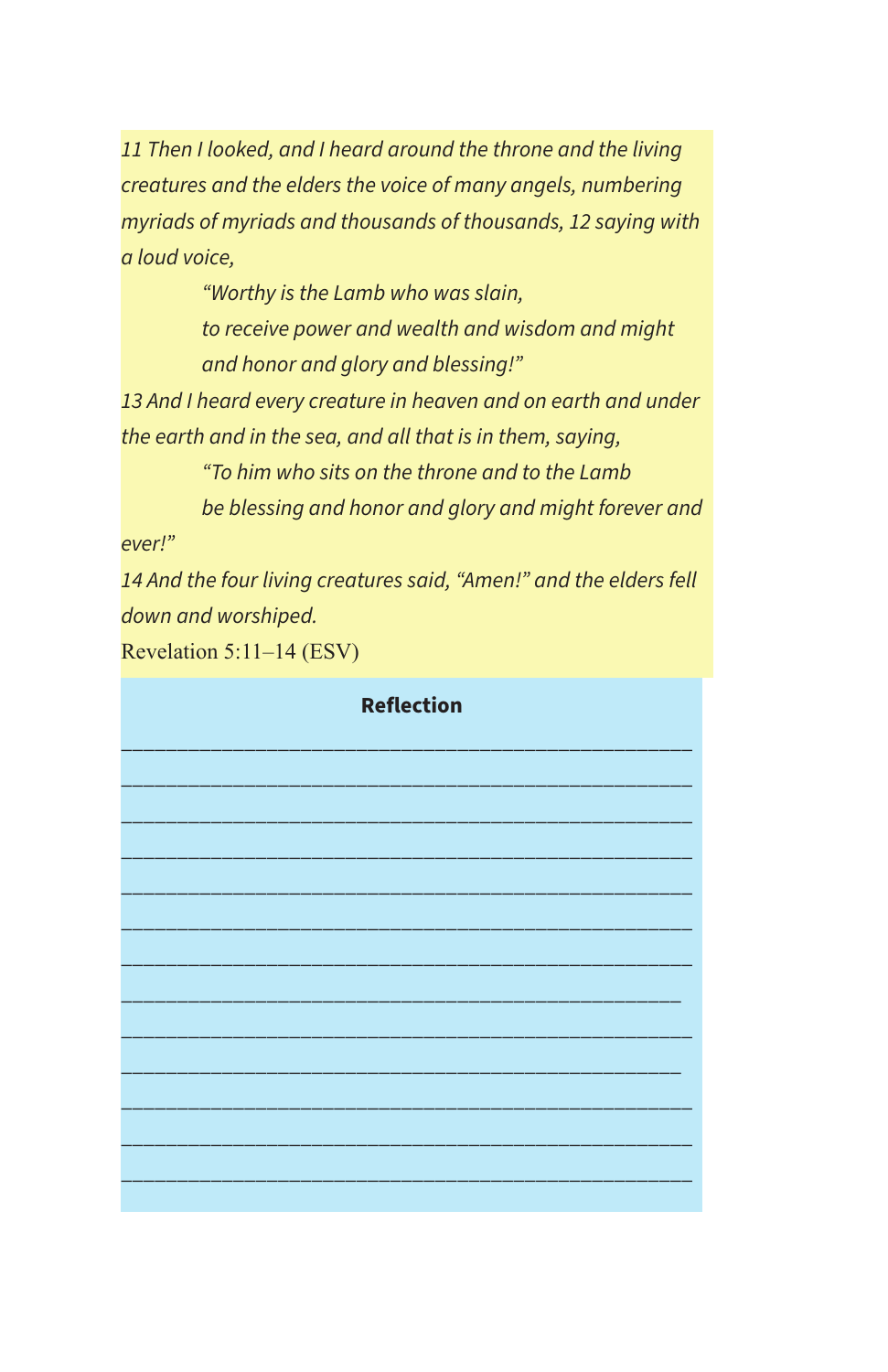*11 Then I looked, and I heard around the throne and the living creatures and the elders the voice of many angels, numbering myriads of myriads and thousands of thousands, 12 saying with a loud voice,*

*"Worthy is the Lamb who was slain,*
*to receive power and wealth and wisdom and might*
*and honor and glory and blessing!"*

*13 And I heard every creature in heaven and on earth and under the earth and in the sea, and all that is in them, saying,*

*"To him who sits on the throne and to the Lamb*
*be blessing and honor and glory and might forever and ever!"*

*14 And the four living creatures said, "Amen!" and the elders fell down and worshiped.*

Revelation 5:11–14 (ESV)

**Reflection**

_______________________________________________

_______________________________________________

_______________________________________________

_______________________________________________

_______________________________________________

_______________________________________________

_______________________________________________

______________________________________________

_______________________________________________

______________________________________________

_______________________________________________

_______________________________________________

_______________________________________________